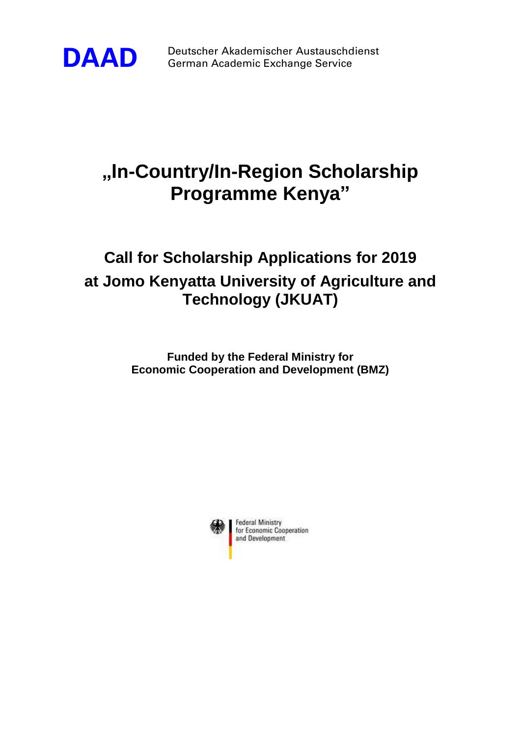**DAAD** Deutscher Akademischer Austauschdienst
German Academic Exchange Service

# „In-Country/In-Region Scholarship Programme Kenya"

## Call for Scholarship Applications for 2019 at Jomo Kenyatta University of Agriculture and Technology (JKUAT)

**Funded by the Federal Ministry for Economic Cooperation and Development (BMZ)**

Federal Ministry for Economic Cooperation and Development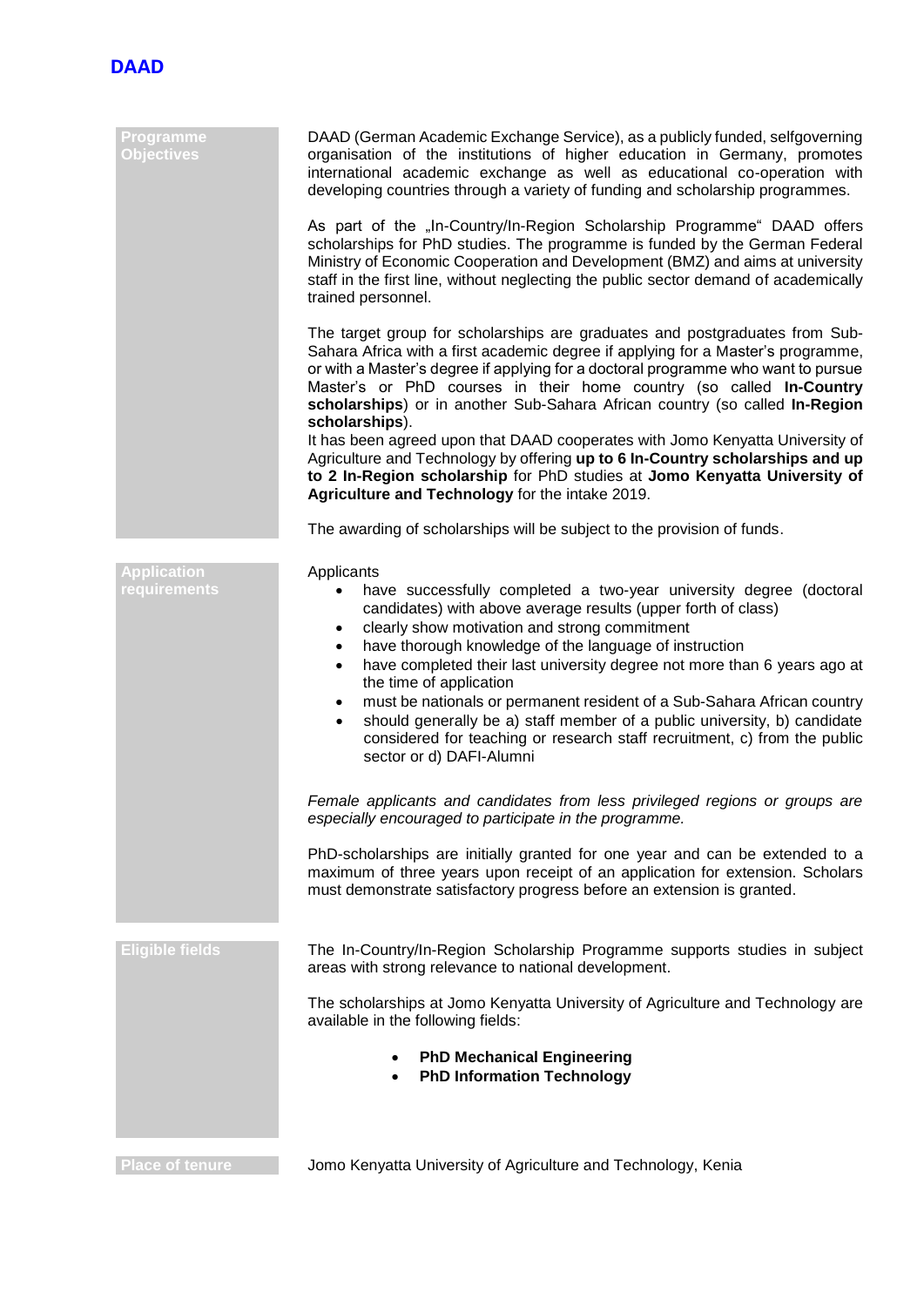**DAAD**

## Programme Objectives

DAAD (German Academic Exchange Service), as a publicly funded, selfgoverning organisation of the institutions of higher education in Germany, promotes international academic exchange as well as educational co-operation with developing countries through a variety of funding and scholarship programmes.

As part of the „In-Country/In-Region Scholarship Programme" DAAD offers scholarships for PhD studies. The programme is funded by the German Federal Ministry of Economic Cooperation and Development (BMZ) and aims at university staff in the first line, without neglecting the public sector demand of academically trained personnel.

The target group for scholarships are graduates and postgraduates from Sub-Sahara Africa with a first academic degree if applying for a Master's programme, or with a Master's degree if applying for a doctoral programme who want to pursue Master's or PhD courses in their home country (so called **In-Country scholarships**) or in another Sub-Sahara African country (so called **In-Region scholarships**).
It has been agreed upon that DAAD cooperates with Jomo Kenyatta University of Agriculture and Technology by offering **up to 6 In-Country scholarships and up to 2 In-Region scholarship** for PhD studies at **Jomo Kenyatta University of Agriculture and Technology** for the intake 2019.

The awarding of scholarships will be subject to the provision of funds.

## Application requirements

Applicants

- have successfully completed a two-year university degree (doctoral candidates) with above average results (upper forth of class)
- clearly show motivation and strong commitment
- have thorough knowledge of the language of instruction
- have completed their last university degree not more than 6 years ago at the time of application
- must be nationals or permanent resident of a Sub-Sahara African country
- should generally be a) staff member of a public university, b) candidate considered for teaching or research staff recruitment, c) from the public sector or d) DAFI-Alumni

*Female applicants and candidates from less privileged regions or groups are especially encouraged to participate in the programme.*

PhD-scholarships are initially granted for one year and can be extended to a maximum of three years upon receipt of an application for extension. Scholars must demonstrate satisfactory progress before an extension is granted.

## Eligible fields

The In-Country/In-Region Scholarship Programme supports studies in subject areas with strong relevance to national development.

The scholarships at Jomo Kenyatta University of Agriculture and Technology are available in the following fields:

- **PhD Mechanical Engineering**
- **PhD Information Technology**

## Place of tenure

Jomo Kenyatta University of Agriculture and Technology, Kenia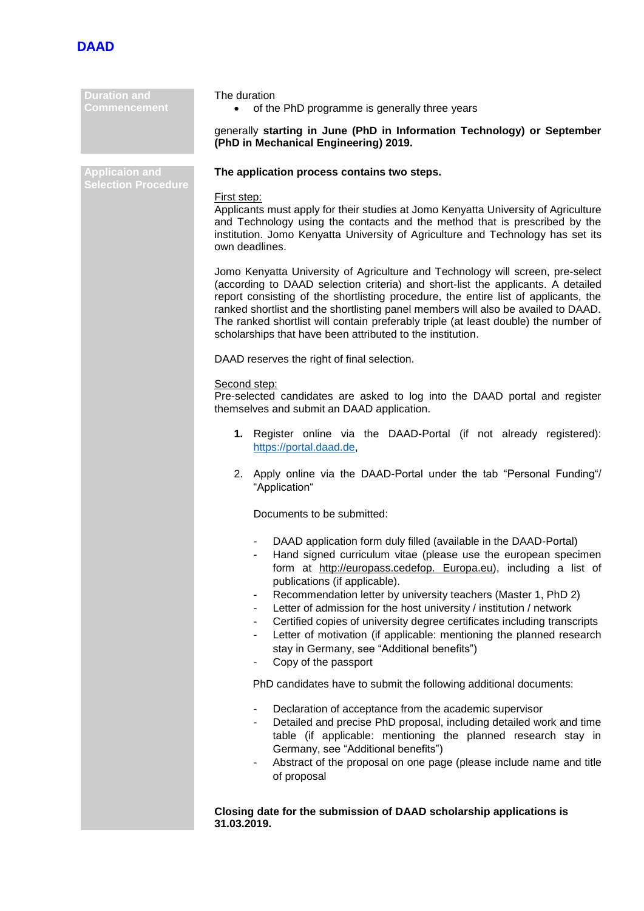DAAD

## Duration and Commencement

The duration

- of the PhD programme is generally three years

generally **starting in June (PhD in Information Technology) or September (PhD in Mechanical Engineering) 2019.**

## Applicaion and Selection Procedure

**The application process contains two steps.**

First step:
Applicants must apply for their studies at Jomo Kenyatta University of Agriculture and Technology using the contacts and the method that is prescribed by the institution. Jomo Kenyatta University of Agriculture and Technology has set its own deadlines.

Jomo Kenyatta University of Agriculture and Technology will screen, pre-select (according to DAAD selection criteria) and short-list the applicants. A detailed report consisting of the shortlisting procedure, the entire list of applicants, the ranked shortlist and the shortlisting panel members will also be availed to DAAD. The ranked shortlist will contain preferably triple (at least double) the number of scholarships that have been attributed to the institution.

DAAD reserves the right of final selection.

Second step:
Pre-selected candidates are asked to log into the DAAD portal and register themselves and submit an DAAD application.

1. Register online via the DAAD-Portal (if not already registered): https://portal.daad.de,

2. Apply online via the DAAD-Portal under the tab "Personal Funding"/ "Application"

   Documents to be submitted:

   - DAAD application form duly filled (available in the DAAD-Portal)
   - Hand signed curriculum vitae (please use the european specimen form at http://europass.cedefop. Europa.eu), including a list of publications (if applicable).
   - Recommendation letter by university teachers (Master 1, PhD 2)
   - Letter of admission for the host university / institution / network
   - Certified copies of university degree certificates including transcripts
   - Letter of motivation (if applicable: mentioning the planned research stay in Germany, see "Additional benefits")
   - Copy of the passport

   PhD candidates have to submit the following additional documents:

   - Declaration of acceptance from the academic supervisor
   - Detailed and precise PhD proposal, including detailed work and time table (if applicable: mentioning the planned research stay in Germany, see "Additional benefits")
   - Abstract of the proposal on one page (please include name and title of proposal

**Closing date for the submission of DAAD scholarship applications is 31.03.2019.**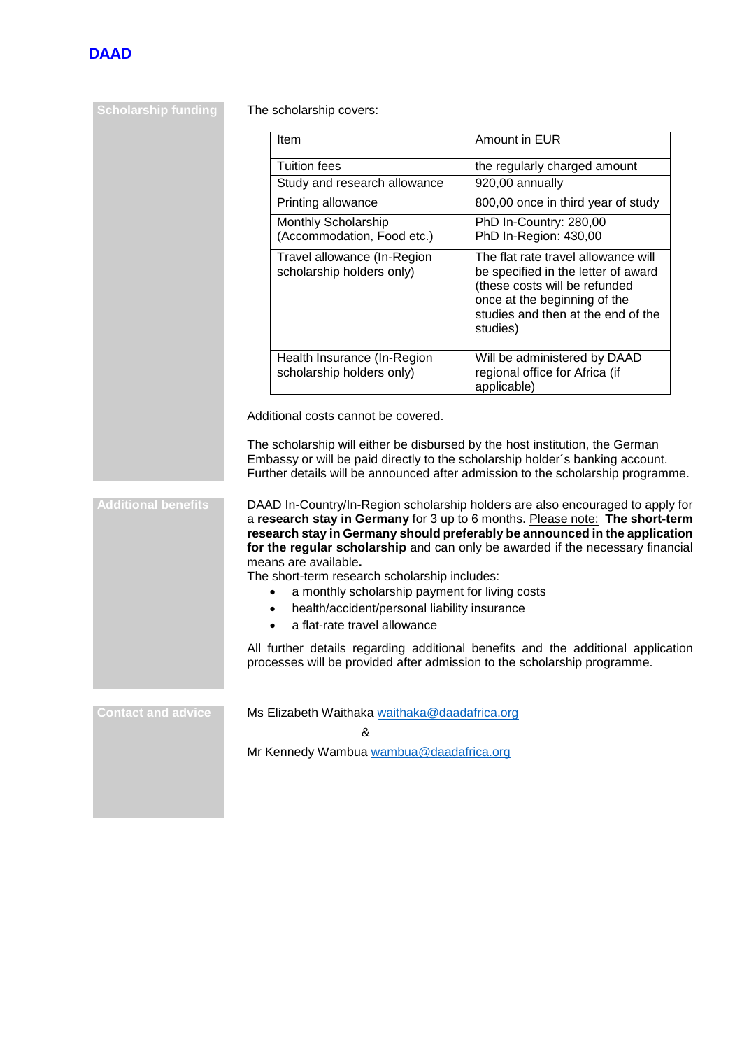**DAAD**

## Scholarship funding

The scholarship covers:

| Item | Amount in EUR |
|---|---|
| Tuition fees | the regularly charged amount |
| Study and research allowance | 920,00 annually |
| Printing allowance | 800,00 once in third year of study |
| Monthly Scholarship (Accommodation, Food etc.) | PhD In-Country: 280,00<br>PhD In-Region: 430,00 |
| Travel allowance (In-Region scholarship holders only) | The flat rate travel allowance will be specified in the letter of award (these costs will be refunded once at the beginning of the studies and then at the end of the studies) |
| Health Insurance (In-Region scholarship holders only) | Will be administered by DAAD regional office for Africa (if applicable) |

Additional costs cannot be covered.

The scholarship will either be disbursed by the host institution, the German Embassy or will be paid directly to the scholarship holder´s banking account. Further details will be announced after admission to the scholarship programme.

## Additional benefits

DAAD In-Country/In-Region scholarship holders are also encouraged to apply for a **research stay in Germany** for 3 up to 6 months. Please note: **The short-term research stay in Germany should preferably be announced in the application for the regular scholarship** and can only be awarded if the necessary financial means are available**.**
The short-term research scholarship includes:

- a monthly scholarship payment for living costs
- health/accident/personal liability insurance
- a flat-rate travel allowance

All further details regarding additional benefits and the additional application processes will be provided after admission to the scholarship programme.

## Contact and advice

Ms Elizabeth Waithaka waithaka@daadafrica.org

&

Mr Kennedy Wambua wambua@daadafrica.org